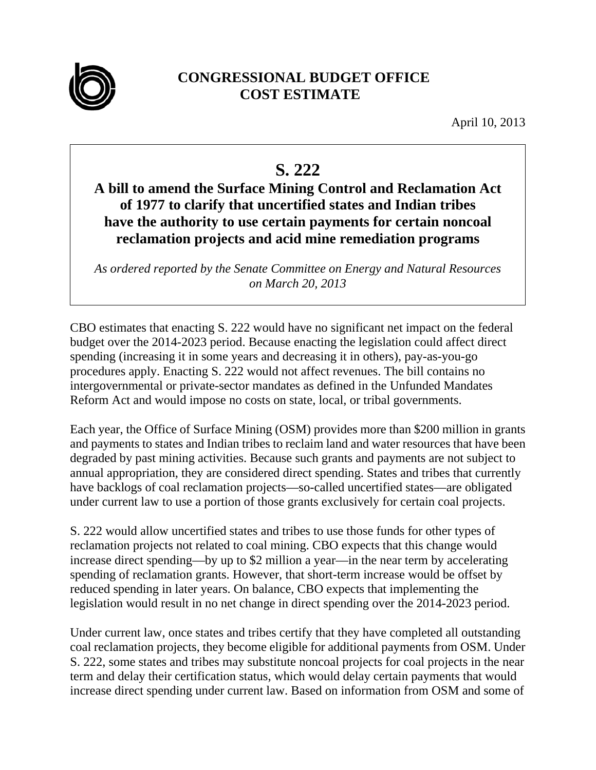# CONGRESSIONAL BUDGET OFFICE COST ESTIMATE

April 10, 2013

## S. 222

### A bill to amend the Surface Mining Control and Reclamation Act of 1977 to clarify that uncertified states and Indian tribes have the authority to use certain payments for certain noncoal reclamation projects and acid mine remediation programs

*As ordered reported by the Senate Committee on Energy and Natural Resources on March 20, 2013*

CBO estimates that enacting S. 222 would have no significant net impact on the federal budget over the 2014-2023 period. Because enacting the legislation could affect direct spending (increasing it in some years and decreasing it in others), pay-as-you-go procedures apply. Enacting S. 222 would not affect revenues. The bill contains no intergovernmental or private-sector mandates as defined in the Unfunded Mandates Reform Act and would impose no costs on state, local, or tribal governments.

Each year, the Office of Surface Mining (OSM) provides more than \$200 million in grants and payments to states and Indian tribes to reclaim land and water resources that have been degraded by past mining activities. Because such grants and payments are not subject to annual appropriation, they are considered direct spending. States and tribes that currently have backlogs of coal reclamation projects—so-called uncertified states—are obligated under current law to use a portion of those grants exclusively for certain coal projects.

S. 222 would allow uncertified states and tribes to use those funds for other types of reclamation projects not related to coal mining. CBO expects that this change would increase direct spending—by up to \$2 million a year—in the near term by accelerating spending of reclamation grants. However, that short-term increase would be offset by reduced spending in later years. On balance, CBO expects that implementing the legislation would result in no net change in direct spending over the 2014-2023 period.

Under current law, once states and tribes certify that they have completed all outstanding coal reclamation projects, they become eligible for additional payments from OSM. Under S. 222, some states and tribes may substitute noncoal projects for coal projects in the near term and delay their certification status, which would delay certain payments that would increase direct spending under current law. Based on information from OSM and some of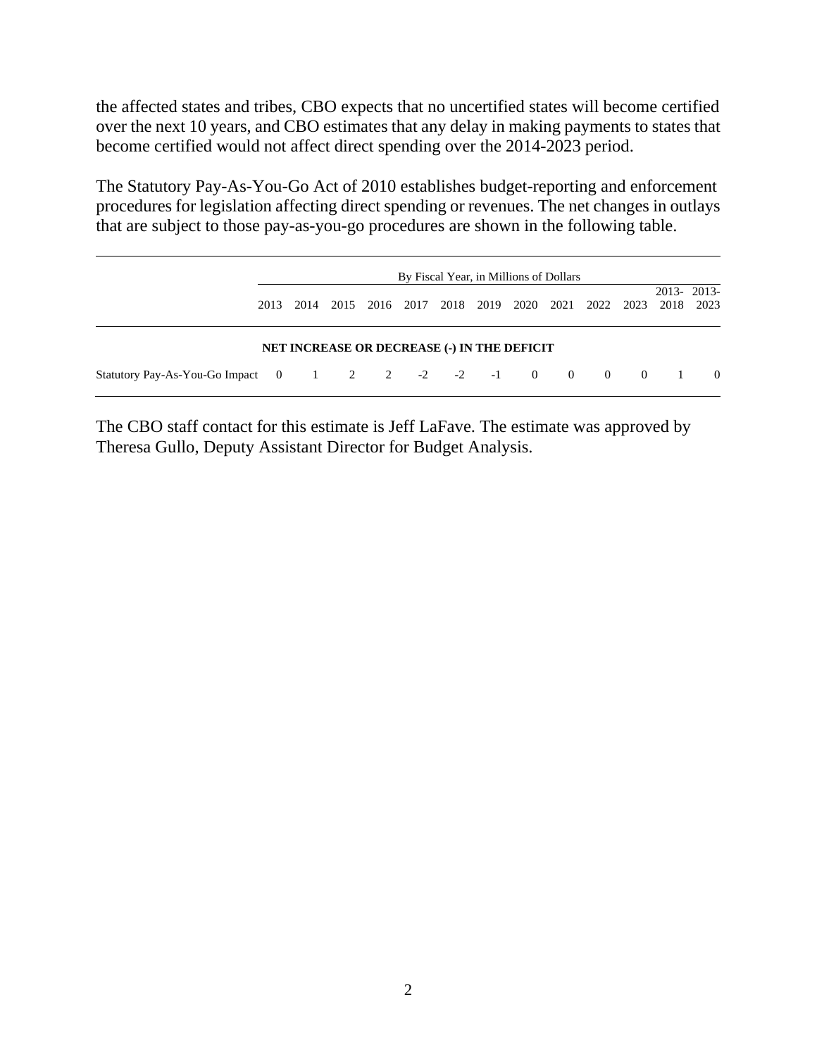the affected states and tribes, CBO expects that no uncertified states will become certified over the next 10 years, and CBO estimates that any delay in making payments to states that become certified would not affect direct spending over the 2014-2023 period.

The Statutory Pay-As-You-Go Act of 2010 establishes budget-reporting and enforcement procedures for legislation affecting direct spending or revenues. The net changes in outlays that are subject to those pay-as-you-go procedures are shown in the following table.

| | By Fiscal Year, in Millions of Dollars | | | | | | | | | | | | |
|---|---|---|---|---|---|---|---|---|---|---|---|---|---|
| | 2013 | 2014 | 2015 | 2016 | 2017 | 2018 | 2019 | 2020 | 2021 | 2022 | 2023 | 2013-2018 | 2013-2023 |
| **NET INCREASE OR DECREASE (-) IN THE DEFICIT** | | | | | | | | | | | | | |
| Statutory Pay-As-You-Go Impact | 0 | 1 | 2 | 2 | -2 | -2 | -1 | 0 | 0 | 0 | 0 | 1 | 0 |

The CBO staff contact for this estimate is Jeff LaFave. The estimate was approved by Theresa Gullo, Deputy Assistant Director for Budget Analysis.